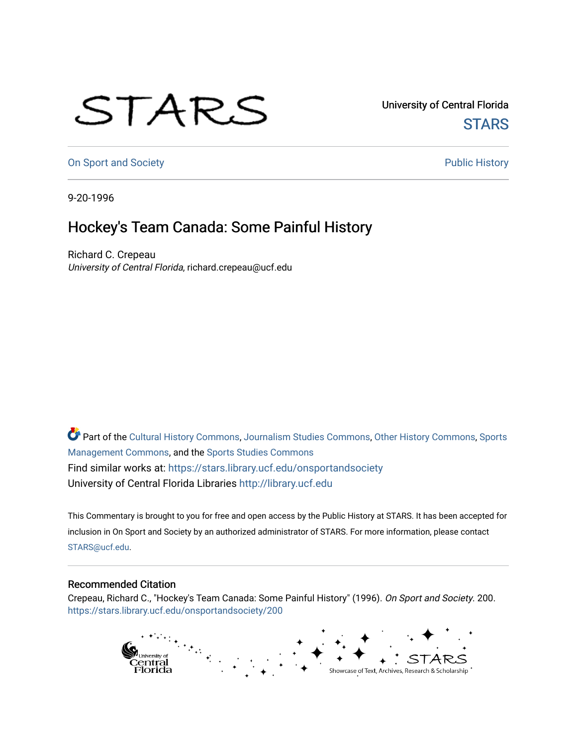University of Central Florida

STARS

On Sport and Society

Public History

9-20-1996

# Hockey's Team Canada: Some Painful History

Richard C. Crepeau

*University of Central Florida*, richard.crepeau@ucf.edu

Part of the Cultural History Commons, Journalism Studies Commons, Other History Commons, Sports Management Commons, and the Sports Studies Commons

Find similar works at: https://stars.library.ucf.edu/onsportandsociety

University of Central Florida Libraries http://library.ucf.edu

This Commentary is brought to you for free and open access by the Public History at STARS. It has been accepted for inclusion in On Sport and Society by an authorized administrator of STARS. For more information, please contact STARS@ucf.edu.

## Recommended Citation

Crepeau, Richard C., "Hockey's Team Canada: Some Painful History" (1996). *On Sport and Society*. 200.
https://stars.library.ucf.edu/onsportandsociety/200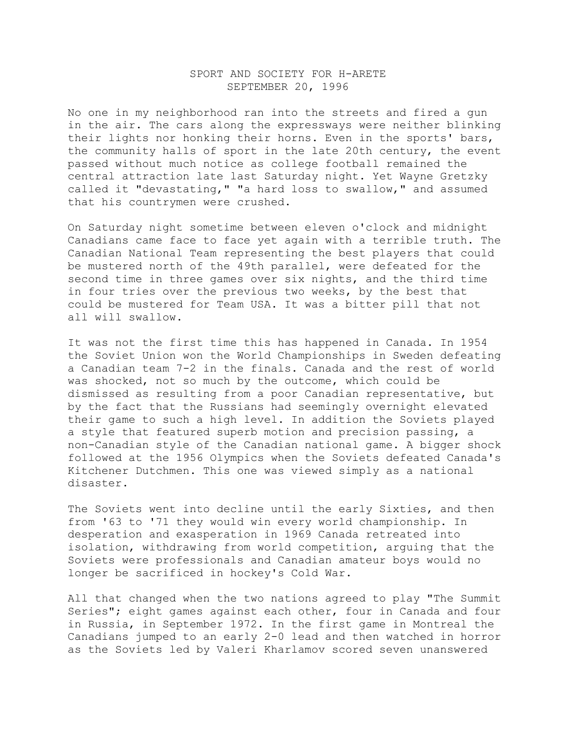SPORT AND SOCIETY FOR H-ARETE
SEPTEMBER 20, 1996

No one in my neighborhood ran into the streets and fired a gun in the air. The cars along the expressways were neither blinking their lights nor honking their horns. Even in the sports' bars, the community halls of sport in the late 20th century, the event passed without much notice as college football remained the central attraction late last Saturday night. Yet Wayne Gretzky called it "devastating," "a hard loss to swallow," and assumed that his countrymen were crushed.

On Saturday night sometime between eleven o'clock and midnight Canadians came face to face yet again with a terrible truth. The Canadian National Team representing the best players that could be mustered north of the 49th parallel, were defeated for the second time in three games over six nights, and the third time in four tries over the previous two weeks, by the best that could be mustered for Team USA. It was a bitter pill that not all will swallow.

It was not the first time this has happened in Canada. In 1954 the Soviet Union won the World Championships in Sweden defeating a Canadian team 7-2 in the finals. Canada and the rest of world was shocked, not so much by the outcome, which could be dismissed as resulting from a poor Canadian representative, but by the fact that the Russians had seemingly overnight elevated their game to such a high level. In addition the Soviets played a style that featured superb motion and precision passing, a non-Canadian style of the Canadian national game. A bigger shock followed at the 1956 Olympics when the Soviets defeated Canada's Kitchener Dutchmen. This one was viewed simply as a national disaster.

The Soviets went into decline until the early Sixties, and then from '63 to '71 they would win every world championship. In desperation and exasperation in 1969 Canada retreated into isolation, withdrawing from world competition, arguing that the Soviets were professionals and Canadian amateur boys would no longer be sacrificed in hockey's Cold War.

All that changed when the two nations agreed to play "The Summit Series"; eight games against each other, four in Canada and four in Russia, in September 1972. In the first game in Montreal the Canadians jumped to an early 2-0 lead and then watched in horror as the Soviets led by Valeri Kharlamov scored seven unanswered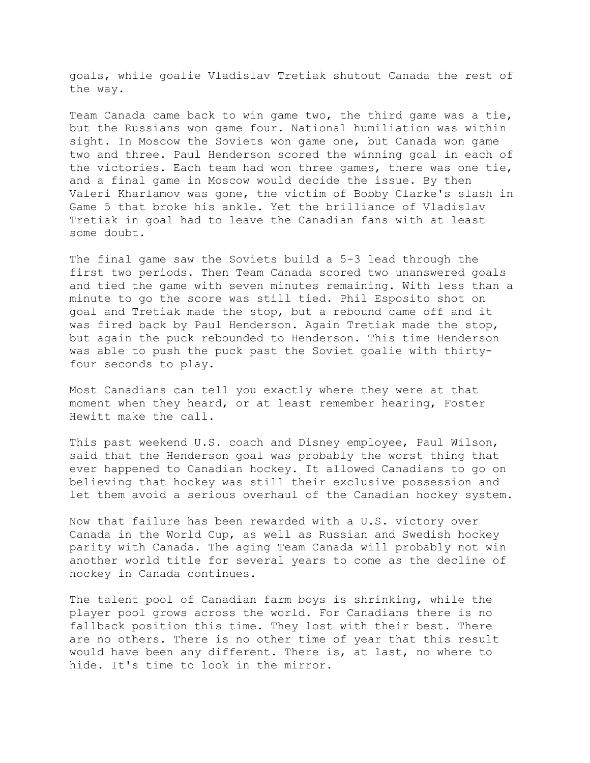goals, while goalie Vladislav Tretiak shutout Canada the rest of the way.

Team Canada came back to win game two, the third game was a tie, but the Russians won game four. National humiliation was within sight. In Moscow the Soviets won game one, but Canada won game two and three. Paul Henderson scored the winning goal in each of the victories. Each team had won three games, there was one tie, and a final game in Moscow would decide the issue. By then Valeri Kharlamov was gone, the victim of Bobby Clarke's slash in Game 5 that broke his ankle. Yet the brilliance of Vladislav Tretiak in goal had to leave the Canadian fans with at least some doubt.

The final game saw the Soviets build a 5-3 lead through the first two periods. Then Team Canada scored two unanswered goals and tied the game with seven minutes remaining. With less than a minute to go the score was still tied. Phil Esposito shot on goal and Tretiak made the stop, but a rebound came off and it was fired back by Paul Henderson. Again Tretiak made the stop, but again the puck rebounded to Henderson. This time Henderson was able to push the puck past the Soviet goalie with thirty-four seconds to play.

Most Canadians can tell you exactly where they were at that moment when they heard, or at least remember hearing, Foster Hewitt make the call.

This past weekend U.S. coach and Disney employee, Paul Wilson, said that the Henderson goal was probably the worst thing that ever happened to Canadian hockey. It allowed Canadians to go on believing that hockey was still their exclusive possession and let them avoid a serious overhaul of the Canadian hockey system.

Now that failure has been rewarded with a U.S. victory over Canada in the World Cup, as well as Russian and Swedish hockey parity with Canada. The aging Team Canada will probably not win another world title for several years to come as the decline of hockey in Canada continues.

The talent pool of Canadian farm boys is shrinking, while the player pool grows across the world. For Canadians there is no fallback position this time. They lost with their best. There are no others. There is no other time of year that this result would have been any different. There is, at last, no where to hide. It's time to look in the mirror.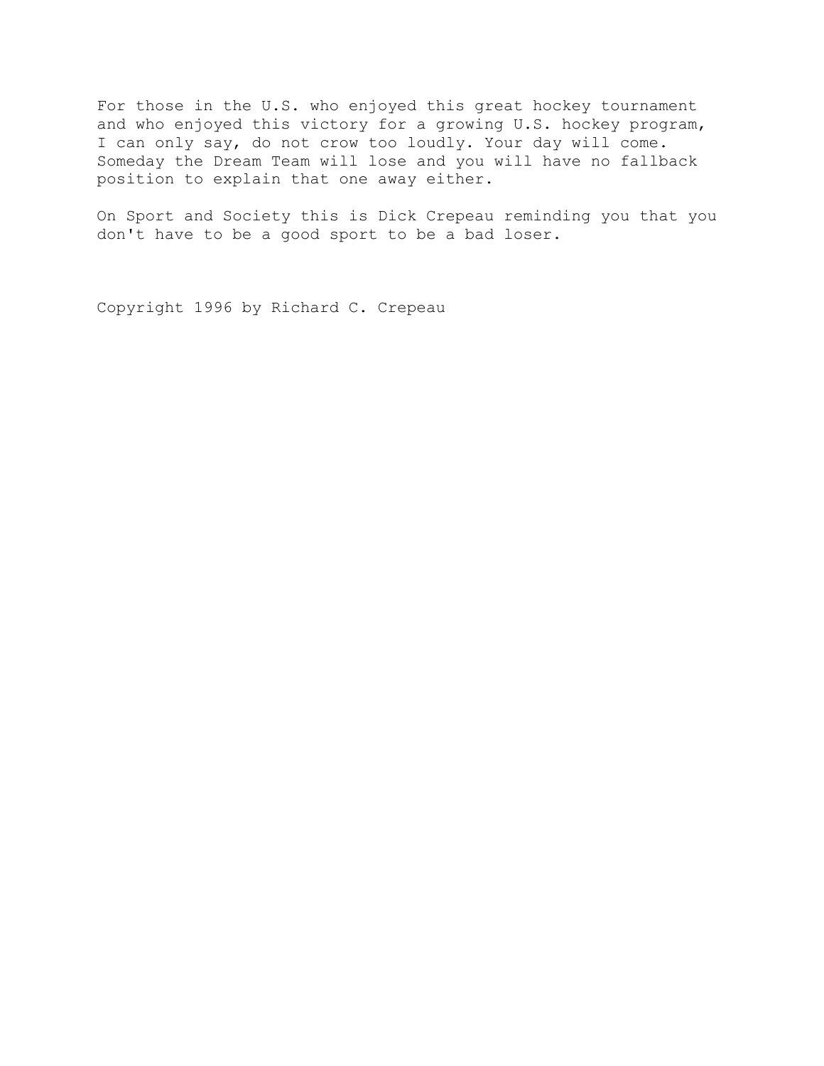For those in the U.S. who enjoyed this great hockey tournament and who enjoyed this victory for a growing U.S. hockey program, I can only say, do not crow too loudly. Your day will come. Someday the Dream Team will lose and you will have no fallback position to explain that one away either.

On Sport and Society this is Dick Crepeau reminding you that you don't have to be a good sport to be a bad loser.

Copyright 1996 by Richard C. Crepeau